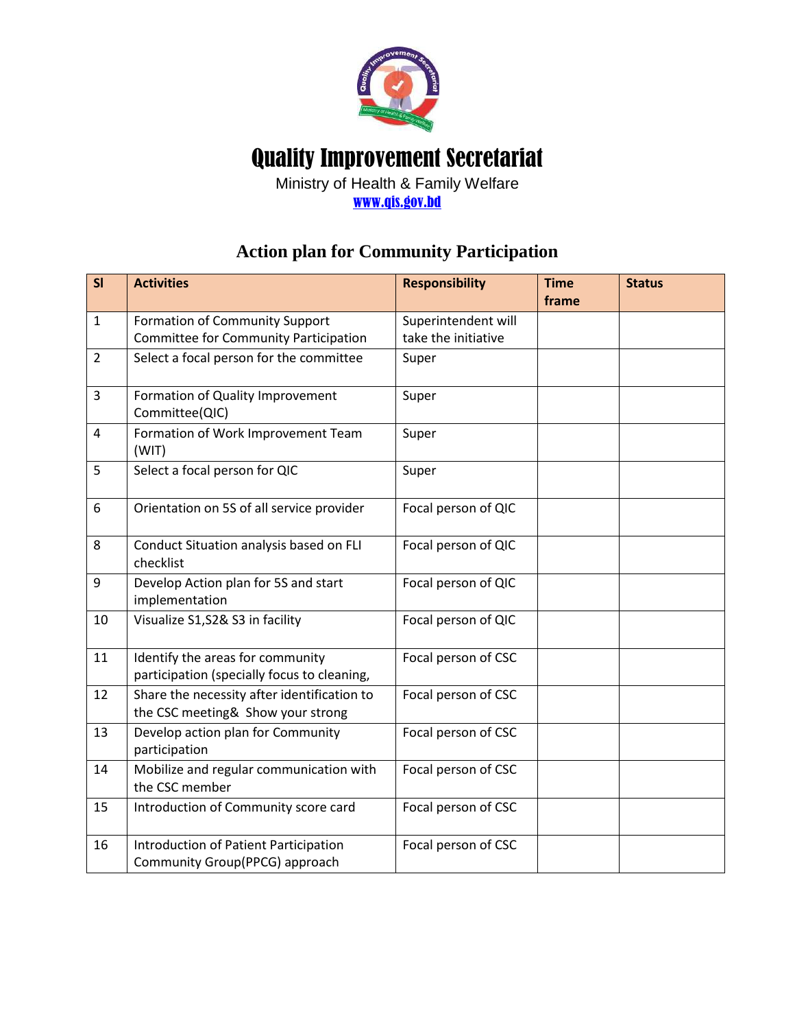# Quality Improvement Secretariat

Ministry of Health & Family Welfare

www.qis.gov.bd

## Action plan for Community Participation

| Sl | Activities | Responsibility | Time frame | Status |
|---|---|---|---|---|
| 1 | Formation of Community Support Committee for Community Participation | Superintendent will take the initiative | | |
| 2 | Select a focal person for the committee | Super | | |
| 3 | Formation of Quality Improvement Committee(QIC) | Super | | |
| 4 | Formation of Work Improvement Team (WIT) | Super | | |
| 5 | Select a focal person for QIC | Super | | |
| 6 | Orientation on 5S of all service provider | Focal person of QIC | | |
| 8 | Conduct Situation analysis based on FLI checklist | Focal person of QIC | | |
| 9 | Develop Action plan for 5S and start implementation | Focal person of QIC | | |
| 10 | Visualize S1,S2& S3 in facility | Focal person of QIC | | |
| 11 | Identify the areas for community participation (specially focus to cleaning, | Focal person of CSC | | |
| 12 | Share the necessity after identification to the CSC meeting& Show your strong | Focal person of CSC | | |
| 13 | Develop action plan for Community participation | Focal person of CSC | | |
| 14 | Mobilize and regular communication with the CSC member | Focal person of CSC | | |
| 15 | Introduction of Community score card | Focal person of CSC | | |
| 16 | Introduction of Patient Participation Community Group(PPCG) approach | Focal person of CSC | | |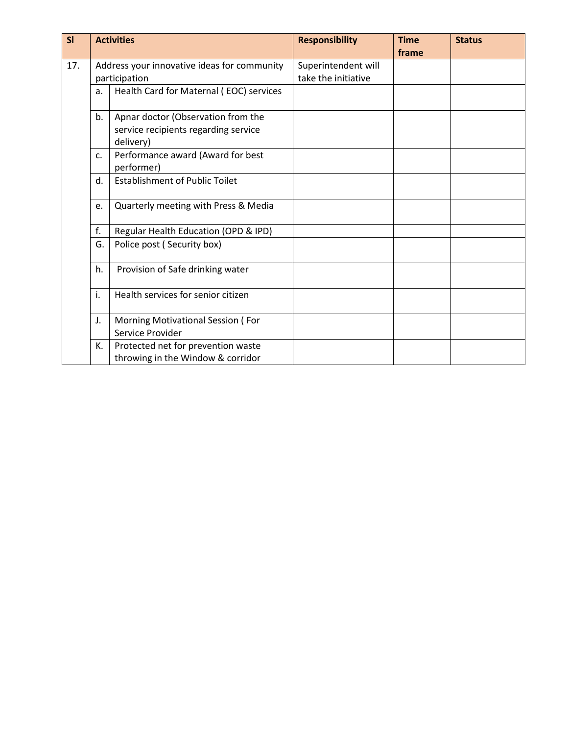| Sl | Activities | | Responsibility | Time frame | Status |
|---|---|---|---|---|---|
| 17. | Address your innovative ideas for community participation | | Superintendent will take the initiative | | |
| | a. | Health Card for Maternal ( EOC) services | | | |
| | b. | Apnar doctor (Observation from the service recipients regarding service delivery) | | | |
| | c. | Performance award (Award for best performer) | | | |
| | d. | Establishment of Public Toilet | | | |
| | e. | Quarterly meeting with Press & Media | | | |
| | f. | Regular Health Education (OPD & IPD) | | | |
| | G. | Police post ( Security box) | | | |
| | h. | Provision of Safe drinking water | | | |
| | i. | Health services for senior citizen | | | |
| | J. | Morning Motivational Session ( For Service Provider | | | |
| | K. | Protected net for prevention waste throwing in the Window & corridor | | | |